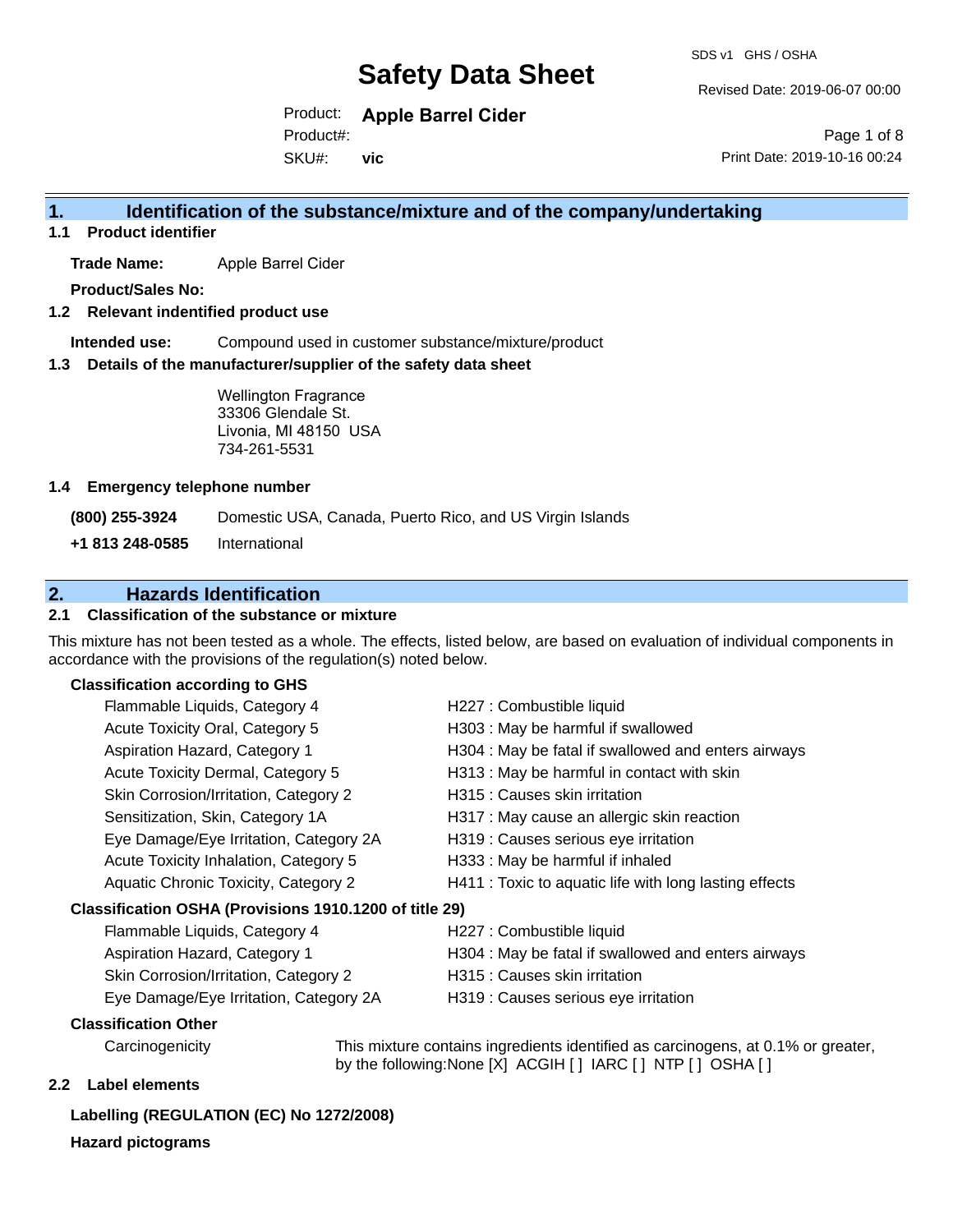# Safety Data Sheet

SDS v1 GHS / OSHA

Revised Date: 2019-06-07 00:00

Product: **Apple Barrel Cider**

Product#:

SKU#: **vic**

Print Date: 2019-10-16 00:24

## 1. Identification of the substance/mixture and of the company/undertaking

### 1.1 Product identifier

**Trade Name:** Apple Barrel Cider

**Product/Sales No:**

### 1.2 Relevant indentified product use

**Intended use:** Compound used in customer substance/mixture/product

### 1.3 Details of the manufacturer/supplier of the safety data sheet

Wellington Fragrance
33306 Glendale St.
Livonia, MI 48150 USA
734-261-5531

### 1.4 Emergency telephone number

**(800) 255-3924** Domestic USA, Canada, Puerto Rico, and US Virgin Islands

**+1 813 248-0585** International

## 2. Hazards Identification

### 2.1 Classification of the substance or mixture

This mixture has not been tested as a whole. The effects, listed below, are based on evaluation of individual components in accordance with the provisions of the regulation(s) noted below.

**Classification according to GHS**

| Classification | Hazard Statement |
|---|---|
| Flammable Liquids, Category 4 | H227 : Combustible liquid |
| Acute Toxicity Oral, Category 5 | H303 : May be harmful if swallowed |
| Aspiration Hazard, Category 1 | H304 : May be fatal if swallowed and enters airways |
| Acute Toxicity Dermal, Category 5 | H313 : May be harmful in contact with skin |
| Skin Corrosion/Irritation, Category 2 | H315 : Causes skin irritation |
| Sensitization, Skin, Category 1A | H317 : May cause an allergic skin reaction |
| Eye Damage/Eye Irritation, Category 2A | H319 : Causes serious eye irritation |
| Acute Toxicity Inhalation, Category 5 | H333 : May be harmful if inhaled |
| Aquatic Chronic Toxicity, Category 2 | H411 : Toxic to aquatic life with long lasting effects |

**Classification OSHA (Provisions 1910.1200 of title 29)**

| Classification | Hazard Statement |
|---|---|
| Flammable Liquids, Category 4 | H227 : Combustible liquid |
| Aspiration Hazard, Category 1 | H304 : May be fatal if swallowed and enters airways |
| Skin Corrosion/Irritation, Category 2 | H315 : Causes skin irritation |
| Eye Damage/Eye Irritation, Category 2A | H319 : Causes serious eye irritation |

**Classification Other**

Carcinogenicity: This mixture contains ingredients identified as carcinogens, at 0.1% or greater, by the following:None [X] ACGIH [ ] IARC [ ] NTP [ ] OSHA [ ]

### 2.2 Label elements

**Labelling (REGULATION (EC) No 1272/2008)**

**Hazard pictograms**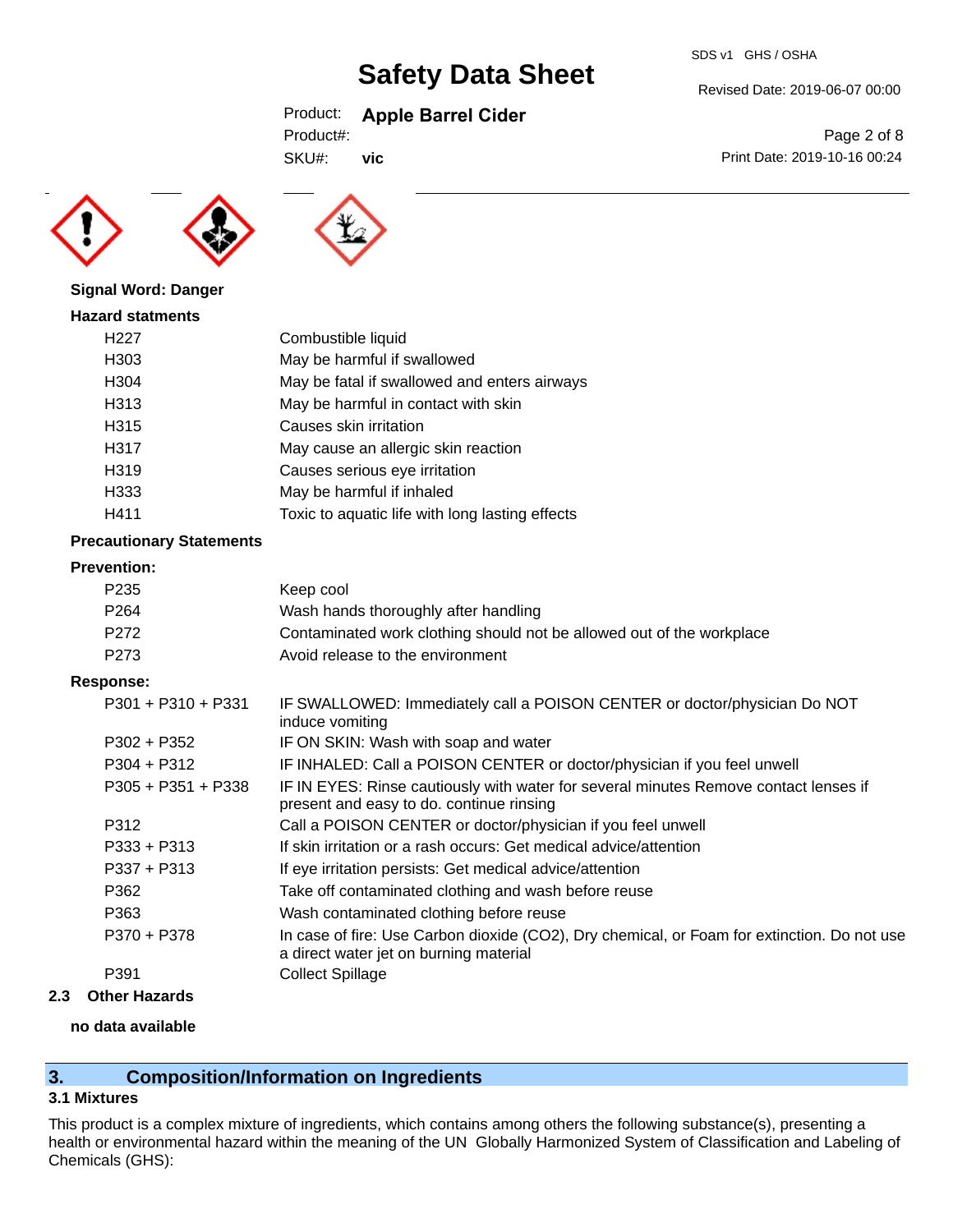Signal Word: Danger

**Hazard statments**

| | |
|---|---|
| H227 | Combustible liquid |
| H303 | May be harmful if swallowed |
| H304 | May be fatal if swallowed and enters airways |
| H313 | May be harmful in contact with skin |
| H315 | Causes skin irritation |
| H317 | May cause an allergic skin reaction |
| H319 | Causes serious eye irritation |
| H333 | May be harmful if inhaled |
| H411 | Toxic to aquatic life with long lasting effects |

**Precautionary Statements**

**Prevention:**

| | |
|---|---|
| P235 | Keep cool |
| P264 | Wash hands thoroughly after handling |
| P272 | Contaminated work clothing should not be allowed out of the workplace |
| P273 | Avoid release to the environment |

**Response:**

| | |
|---|---|
| P301 + P310 + P331 | IF SWALLOWED: Immediately call a POISON CENTER or doctor/physician Do NOT induce vomiting |
| P302 + P352 | IF ON SKIN: Wash with soap and water |
| P304 + P312 | IF INHALED: Call a POISON CENTER or doctor/physician if you feel unwell |
| P305 + P351 + P338 | IF IN EYES: Rinse cautiously with water for several minutes Remove contact lenses if present and easy to do. continue rinsing |
| P312 | Call a POISON CENTER or doctor/physician if you feel unwell |
| P333 + P313 | If skin irritation or a rash occurs: Get medical advice/attention |
| P337 + P313 | If eye irritation persists: Get medical advice/attention |
| P362 | Take off contaminated clothing and wash before reuse |
| P363 | Wash contaminated clothing before reuse |
| P370 + P378 | In case of fire: Use Carbon dioxide ($CO_2$), Dry chemical, or Foam for extinction. Do not use a direct water jet on burning material |
| P391 | Collect Spillage |

### 2.3 Other Hazards

**no data available**

## 3. Composition/Information on Ingredients

### 3.1 Mixtures

This product is a complex mixture of ingredients, which contains among others the following substance(s), presenting a health or environmental hazard within the meaning of the UN Globally Harmonized System of Classification and Labeling of Chemicals (GHS):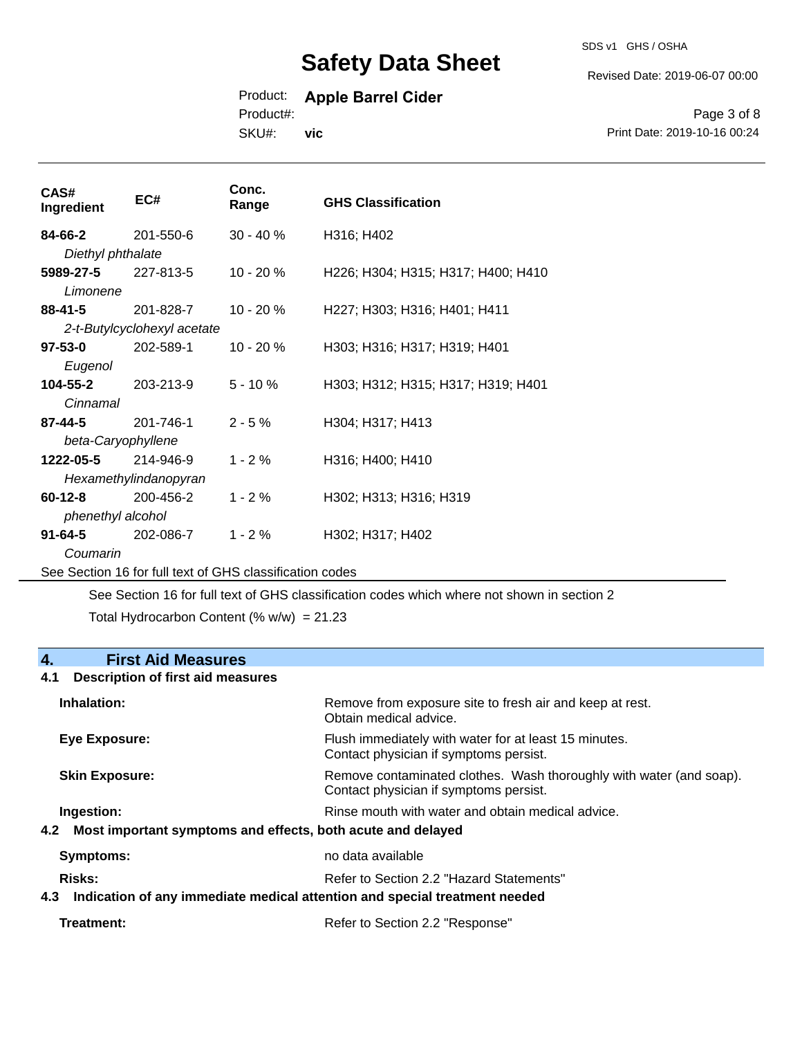| CAS# Ingredient | EC# | Conc. Range | GHS Classification |
|---|---|---|---|
| **84-66-2** *Diethyl phthalate* | 201-550-6 | 30 - 40 % | H316; H402 |
| **5989-27-5** *Limonene* | 227-813-5 | 10 - 20 % | H226; H304; H315; H317; H400; H410 |
| **88-41-5** *2-t-Butylcyclohexyl acetate* | 201-828-7 | 10 - 20 % | H227; H303; H316; H401; H411 |
| **97-53-0** *Eugenol* | 202-589-1 | 10 - 20 % | H303; H316; H317; H319; H401 |
| **104-55-2** *Cinnamal* | 203-213-9 | 5 - 10 % | H303; H312; H315; H317; H319; H401 |
| **87-44-5** *beta-Caryophyllene* | 201-746-1 | 2 - 5 % | H304; H317; H413 |
| **1222-05-5** *Hexamethylindanopyran* | 214-946-9 | 1 - 2 % | H316; H400; H410 |
| **60-12-8** *phenethyl alcohol* | 200-456-2 | 1 - 2 % | H302; H313; H316; H319 |
| **91-64-5** *Coumarin* | 202-086-7 | 1 - 2 % | H302; H317; H402 |

See Section 16 for full text of GHS classification codes

See Section 16 for full text of GHS classification codes which where not shown in section 2

Total Hydrocarbon Content (% w/w) = 21.23

## 4. First Aid Measures

### 4.1 Description of first aid measures

**Inhalation:** Remove from exposure site to fresh air and keep at rest. Obtain medical advice.

**Eye Exposure:** Flush immediately with water for at least 15 minutes. Contact physician if symptoms persist.

**Skin Exposure:** Remove contaminated clothes. Wash thoroughly with water (and soap). Contact physician if symptoms persist.

**Ingestion:** Rinse mouth with water and obtain medical advice.

### 4.2 Most important symptoms and effects, both acute and delayed

**Symptoms:** no data available

**Risks:** Refer to Section 2.2 "Hazard Statements"

### 4.3 Indication of any immediate medical attention and special treatment needed

**Treatment:** Refer to Section 2.2 "Response"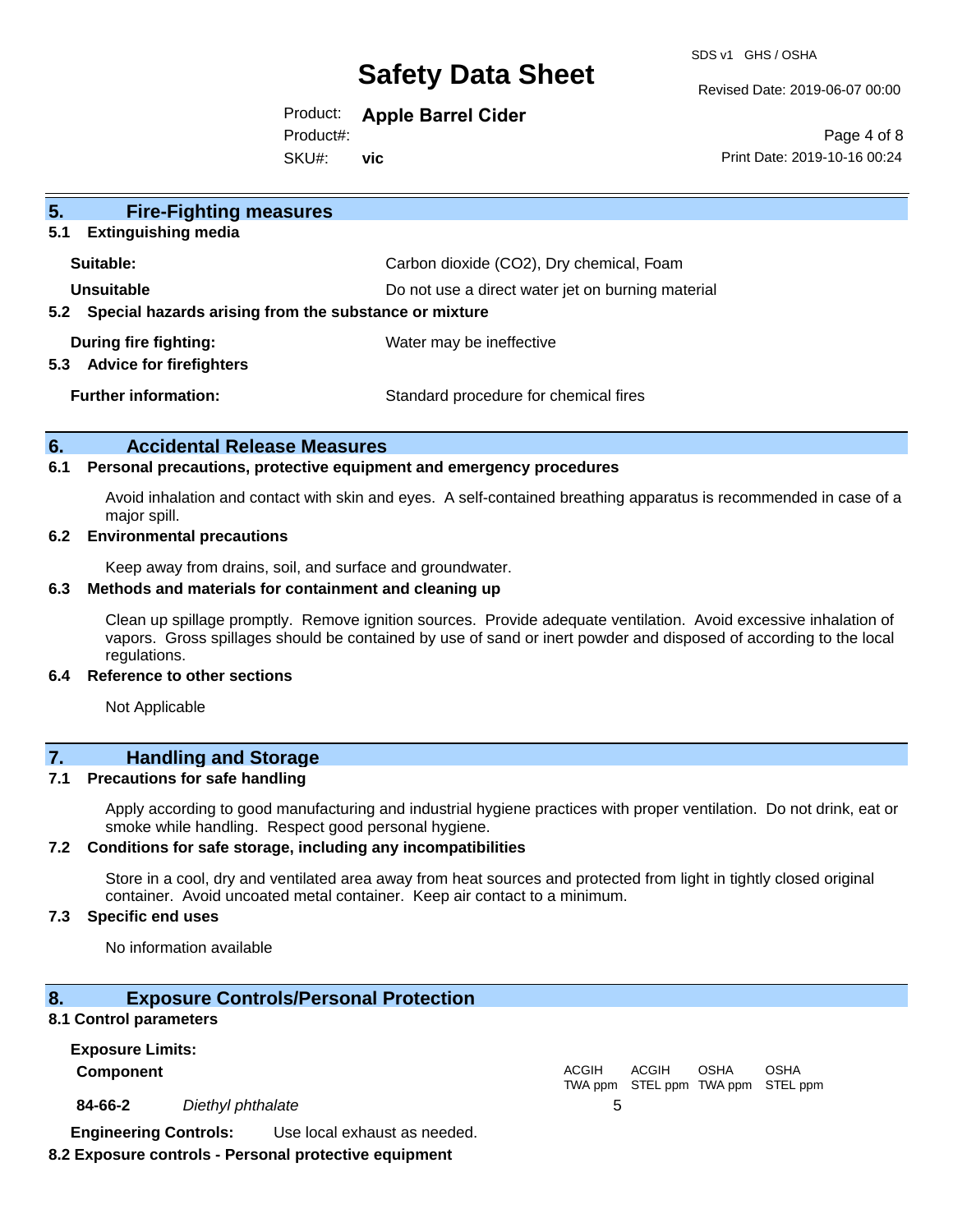## 5. Fire-Fighting measures

### 5.1 Extinguishing media

**Suitable:** Carbon dioxide ($CO_2$), Dry chemical, Foam

**Unsuitable** Do not use a direct water jet on burning material

### 5.2 Special hazards arising from the substance or mixture

**During fire fighting:** Water may be ineffective

### 5.3 Advice for firefighters

**Further information:** Standard procedure for chemical fires

## 6. Accidental Release Measures

### 6.1 Personal precautions, protective equipment and emergency procedures

Avoid inhalation and contact with skin and eyes. A self-contained breathing apparatus is recommended in case of a major spill.

### 6.2 Environmental precautions

Keep away from drains, soil, and surface and groundwater.

### 6.3 Methods and materials for containment and cleaning up

Clean up spillage promptly. Remove ignition sources. Provide adequate ventilation. Avoid excessive inhalation of vapors. Gross spillages should be contained by use of sand or inert powder and disposed of according to the local regulations.

### 6.4 Reference to other sections

Not Applicable

## 7. Handling and Storage

### 7.1 Precautions for safe handling

Apply according to good manufacturing and industrial hygiene practices with proper ventilation. Do not drink, eat or smoke while handling. Respect good personal hygiene.

### 7.2 Conditions for safe storage, including any incompatibilities

Store in a cool, dry and ventilated area away from heat sources and protected from light in tightly closed original container. Avoid uncoated metal container. Keep air contact to a minimum.

### 7.3 Specific end uses

No information available

## 8. Exposure Controls/Personal Protection

### 8.1 Control parameters

**Exposure Limits:**

| Component | | ACGIH TWA ppm | ACGIH STEL ppm | OSHA TWA ppm | OSHA STEL ppm |
|---|---|---|---|---|---|
| **84-66-2** | *Diethyl phthalate* | 5 | | | |

**Engineering Controls:** Use local exhaust as needed.

### 8.2 Exposure controls - Personal protective equipment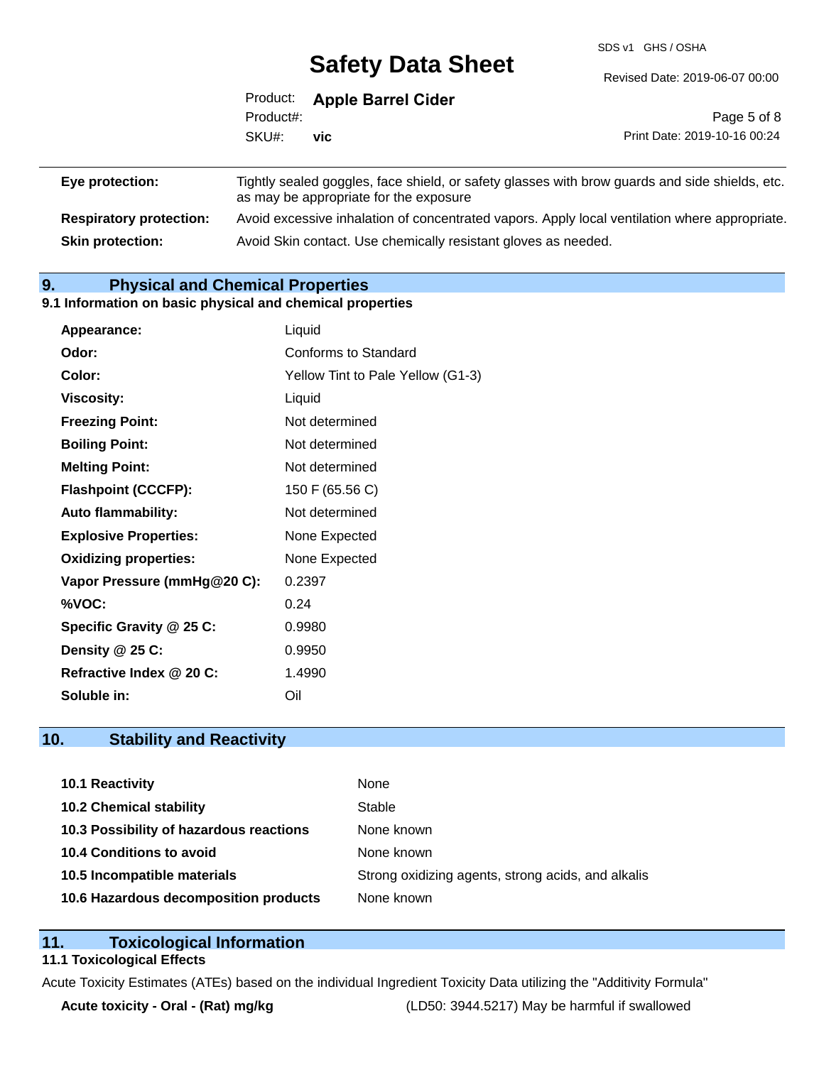| | |
|---|---|
| **Eye protection:** | Tightly sealed goggles, face shield, or safety glasses with brow guards and side shields, etc. as may be appropriate for the exposure |
| **Respiratory protection:** | Avoid excessive inhalation of concentrated vapors. Apply local ventilation where appropriate. |
| **Skin protection:** | Avoid Skin contact. Use chemically resistant gloves as needed. |

## 9. Physical and Chemical Properties

### 9.1 Information on basic physical and chemical properties

| | |
|---|---|
| **Appearance:** | Liquid |
| **Odor:** | Conforms to Standard |
| **Color:** | Yellow Tint to Pale Yellow (G1-3) |
| **Viscosity:** | Liquid |
| **Freezing Point:** | Not determined |
| **Boiling Point:** | Not determined |
| **Melting Point:** | Not determined |
| **Flashpoint (CCCFP):** | 150 F (65.56 C) |
| **Auto flammability:** | Not determined |
| **Explosive Properties:** | None Expected |
| **Oxidizing properties:** | None Expected |
| **Vapor Pressure (mmHg@20 C):** | 0.2397 |
| **%VOC:** | 0.24 |
| **Specific Gravity @ 25 C:** | 0.9980 |
| **Density @ 25 C:** | 0.9950 |
| **Refractive Index @ 20 C:** | 1.4990 |
| **Soluble in:** | Oil |

## 10. Stability and Reactivity

| | |
|---|---|
| **10.1 Reactivity** | None |
| **10.2 Chemical stability** | Stable |
| **10.3 Possibility of hazardous reactions** | None known |
| **10.4 Conditions to avoid** | None known |
| **10.5 Incompatible materials** | Strong oxidizing agents, strong acids, and alkalis |
| **10.6 Hazardous decomposition products** | None known |

## 11. Toxicological Information

### 11.1 Toxicological Effects

Acute Toxicity Estimates (ATEs) based on the individual Ingredient Toxicity Data utilizing the "Additivity Formula"

| | |
|---|---|
| **Acute toxicity - Oral - (Rat) mg/kg** | (LD50: 3944.5217) May be harmful if swallowed |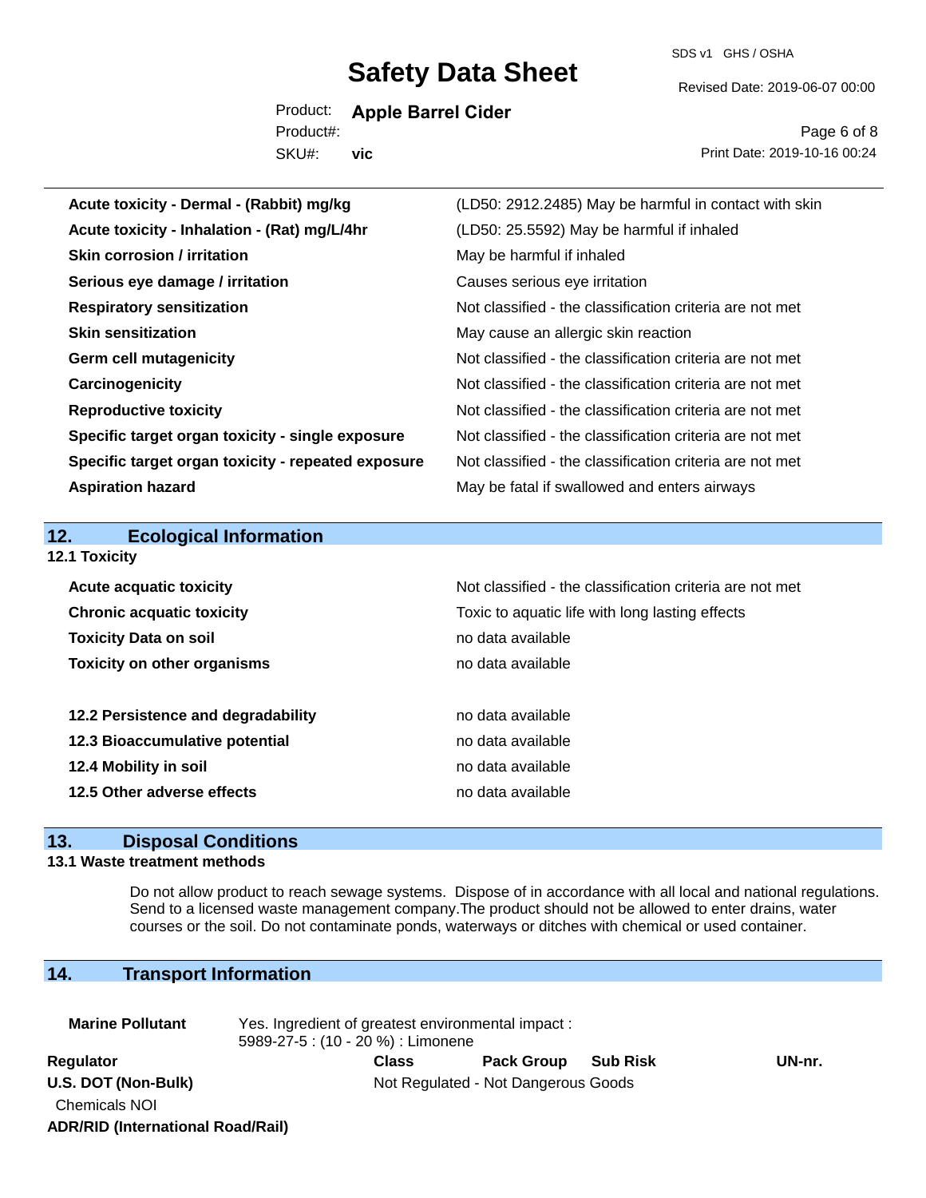| | |
|---|---|
| **Acute toxicity - Dermal - (Rabbit) mg/kg** | (LD50: 2912.2485) May be harmful in contact with skin |
| **Acute toxicity - Inhalation - (Rat) mg/L/4hr** | (LD50: 25.5592) May be harmful if inhaled |
| **Skin corrosion / irritation** | May be harmful if inhaled |
| **Serious eye damage / irritation** | Causes serious eye irritation |
| **Respiratory sensitization** | Not classified - the classification criteria are not met |
| **Skin sensitization** | May cause an allergic skin reaction |
| **Germ cell mutagenicity** | Not classified - the classification criteria are not met |
| **Carcinogenicity** | Not classified - the classification criteria are not met |
| **Reproductive toxicity** | Not classified - the classification criteria are not met |
| **Specific target organ toxicity - single exposure** | Not classified - the classification criteria are not met |
| **Specific target organ toxicity - repeated exposure** | Not classified - the classification criteria are not met |
| **Aspiration hazard** | May be fatal if swallowed and enters airways |

## 12. Ecological Information

### 12.1 Toxicity

| | |
|---|---|
| **Acute acquatic toxicity** | Not classified - the classification criteria are not met |
| **Chronic acquatic toxicity** | Toxic to aquatic life with long lasting effects |
| **Toxicity Data on soil** | no data available |
| **Toxicity on other organisms** | no data available |

| | |
|---|---|
| **12.2 Persistence and degradability** | no data available |
| **12.3 Bioaccumulative potential** | no data available |
| **12.4 Mobility in soil** | no data available |
| **12.5 Other adverse effects** | no data available |

## 13. Disposal Conditions

### 13.1 Waste treatment methods

Do not allow product to reach sewage systems. Dispose of in accordance with all local and national regulations. Send to a licensed waste management company.The product should not be allowed to enter drains, water courses or the soil. Do not contaminate ponds, waterways or ditches with chemical or used container.

## 14. Transport Information

**Marine Pollutant** Yes. Ingredient of greatest environmental impact : 5989-27-5 : (10 - 20 %) : Limonene

| Regulator | Class | Pack Group | Sub Risk | UN-nr. |
|---|---|---|---|---|
| **U.S. DOT (Non-Bulk)** | Not Regulated - Not Dangerous Goods | | | |
| Chemicals NOI | | | | |
| **ADR/RID (International Road/Rail)** | | | | |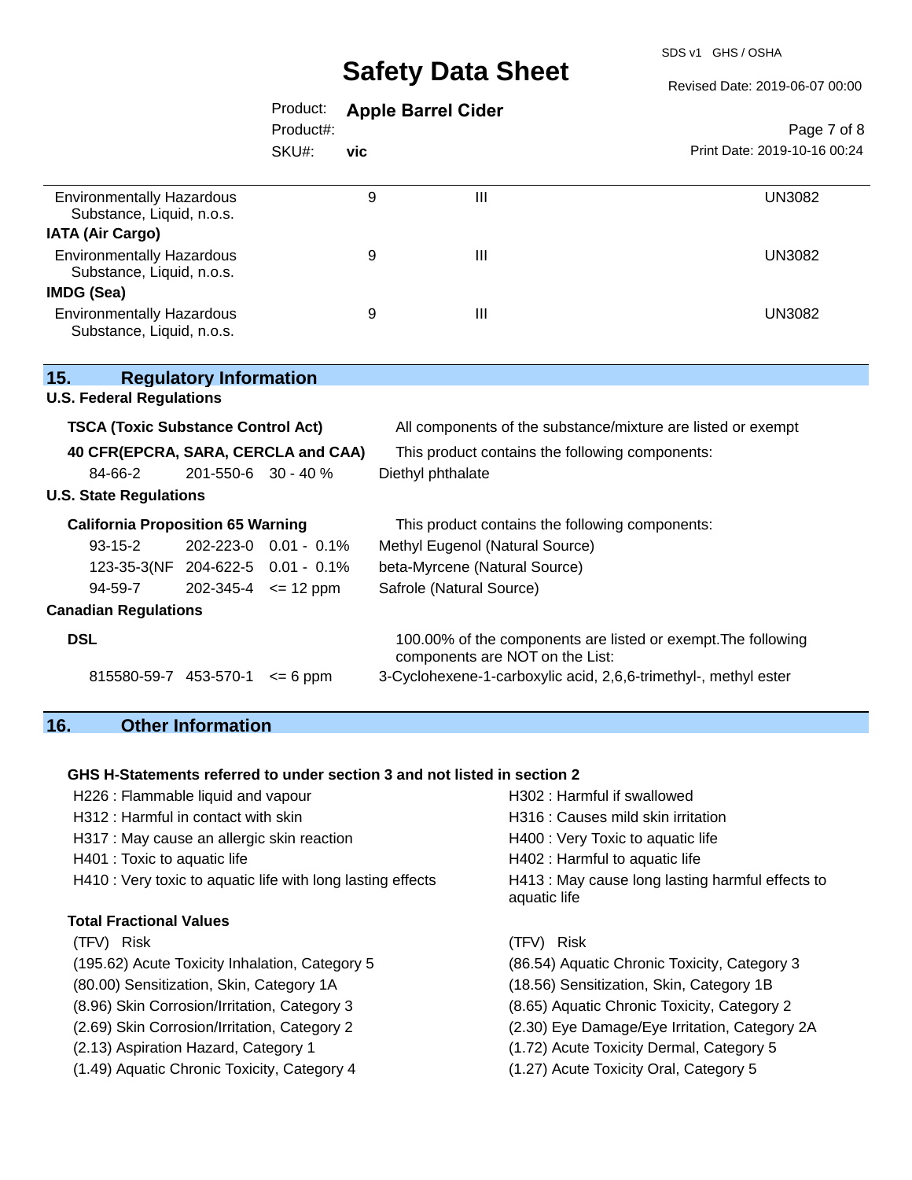| | | | |
|---|---|---|---|
| Environmentally Hazardous Substance, Liquid, n.o.s. | 9 | III | UN3082 |

**IATA (Air Cargo)**

| | | | |
|---|---|---|---|
| Environmentally Hazardous Substance, Liquid, n.o.s. | 9 | III | UN3082 |

**IMDG (Sea)**

| | | | |
|---|---|---|---|
| Environmentally Hazardous Substance, Liquid, n.o.s. | 9 | III | UN3082 |

## 15. Regulatory Information

### U.S. Federal Regulations

**TSCA (Toxic Substance Control Act)** — All components of the substance/mixture are listed or exempt

**40 CFR(EPCRA, SARA, CERCLA and CAA)** — This product contains the following components:

| | | | |
|---|---|---|---|
| 84-66-2 | 201-550-6 | 30 - 40 % | Diethyl phthalate |

### U.S. State Regulations

**California Proposition 65 Warning** — This product contains the following components:

| | | | |
|---|---|---|---|
| 93-15-2 | 202-223-0 | 0.01 - 0.1% | Methyl Eugenol (Natural Source) |
| 123-35-3(NF | 204-622-5 | 0.01 - 0.1% | beta-Myrcene (Natural Source) |
| 94-59-7 | 202-345-4 | <= 12 ppm | Safrole (Natural Source) |

### Canadian Regulations

**DSL** — 100.00% of the components are listed or exempt.The following components are NOT on the List:

| | | | |
|---|---|---|---|
| 815580-59-7 | 453-570-1 | <= 6 ppm | 3-Cyclohexene-1-carboxylic acid, 2,6,6-trimethyl-, methyl ester |

## 16. Other Information

**GHS H-Statements referred to under section 3 and not listed in section 2**

- H226 : Flammable liquid and vapour
- H302 : Harmful if swallowed
- H312 : Harmful in contact with skin
- H316 : Causes mild skin irritation
- H317 : May cause an allergic skin reaction
- H400 : Very Toxic to aquatic life
- H401 : Toxic to aquatic life
- H402 : Harmful to aquatic life
- H410 : Very toxic to aquatic life with long lasting effects
- H413 : May cause long lasting harmful effects to aquatic life

**Total Fractional Values**

| (TFV) Risk | (TFV) Risk |
|---|---|
| (195.62) Acute Toxicity Inhalation, Category 5 | (86.54) Aquatic Chronic Toxicity, Category 3 |
| (80.00) Sensitization, Skin, Category 1A | (18.56) Sensitization, Skin, Category 1B |
| (8.96) Skin Corrosion/Irritation, Category 3 | (8.65) Aquatic Chronic Toxicity, Category 2 |
| (2.69) Skin Corrosion/Irritation, Category 2 | (2.30) Eye Damage/Eye Irritation, Category 2A |
| (2.13) Aspiration Hazard, Category 1 | (1.72) Acute Toxicity Dermal, Category 5 |
| (1.49) Aquatic Chronic Toxicity, Category 4 | (1.27) Acute Toxicity Oral, Category 5 |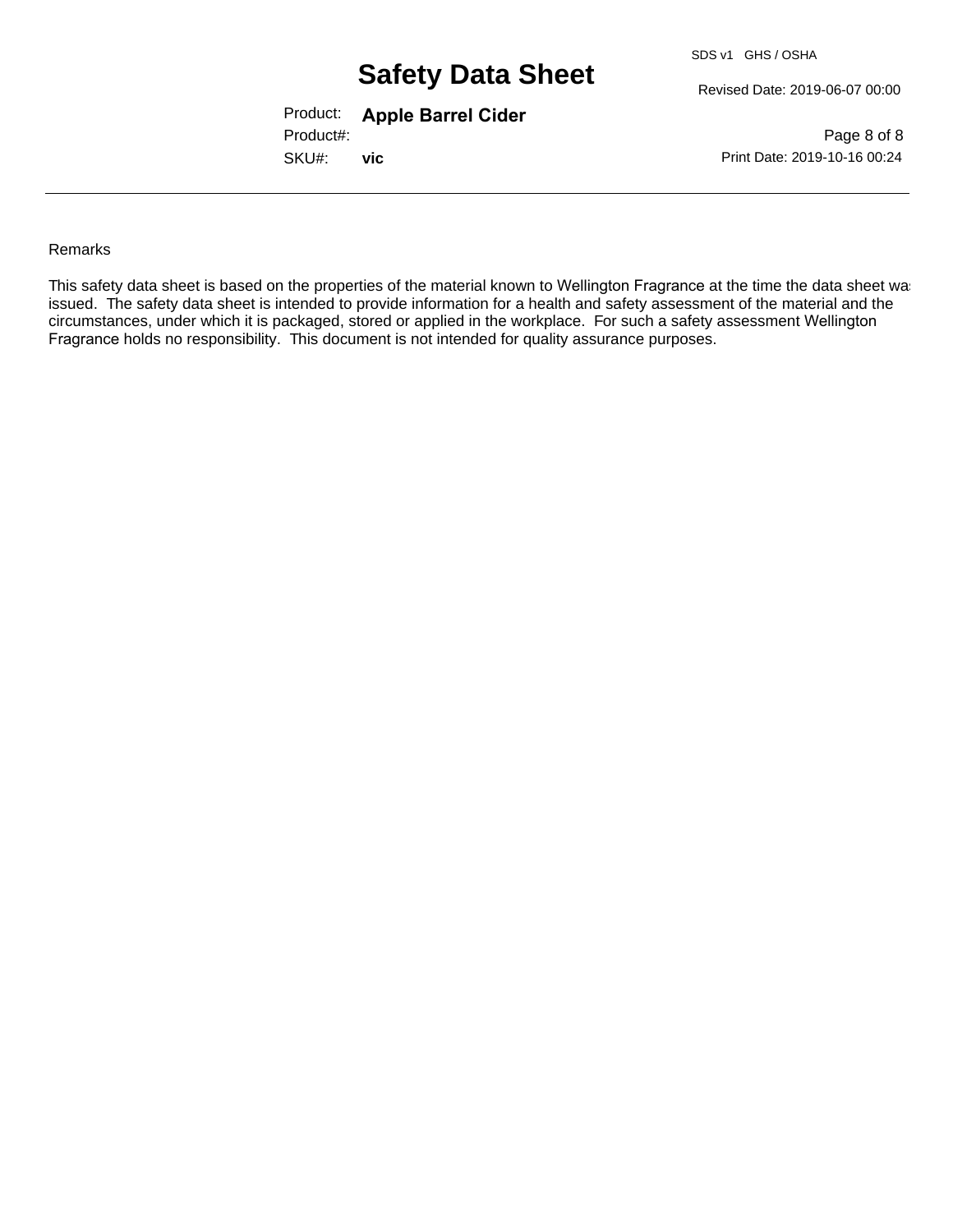Remarks

This safety data sheet is based on the properties of the material known to Wellington Fragrance at the time the data sheet was issued. The safety data sheet is intended to provide information for a health and safety assessment of the material and the circumstances, under which it is packaged, stored or applied in the workplace. For such a safety assessment Wellington Fragrance holds no responsibility. This document is not intended for quality assurance purposes.